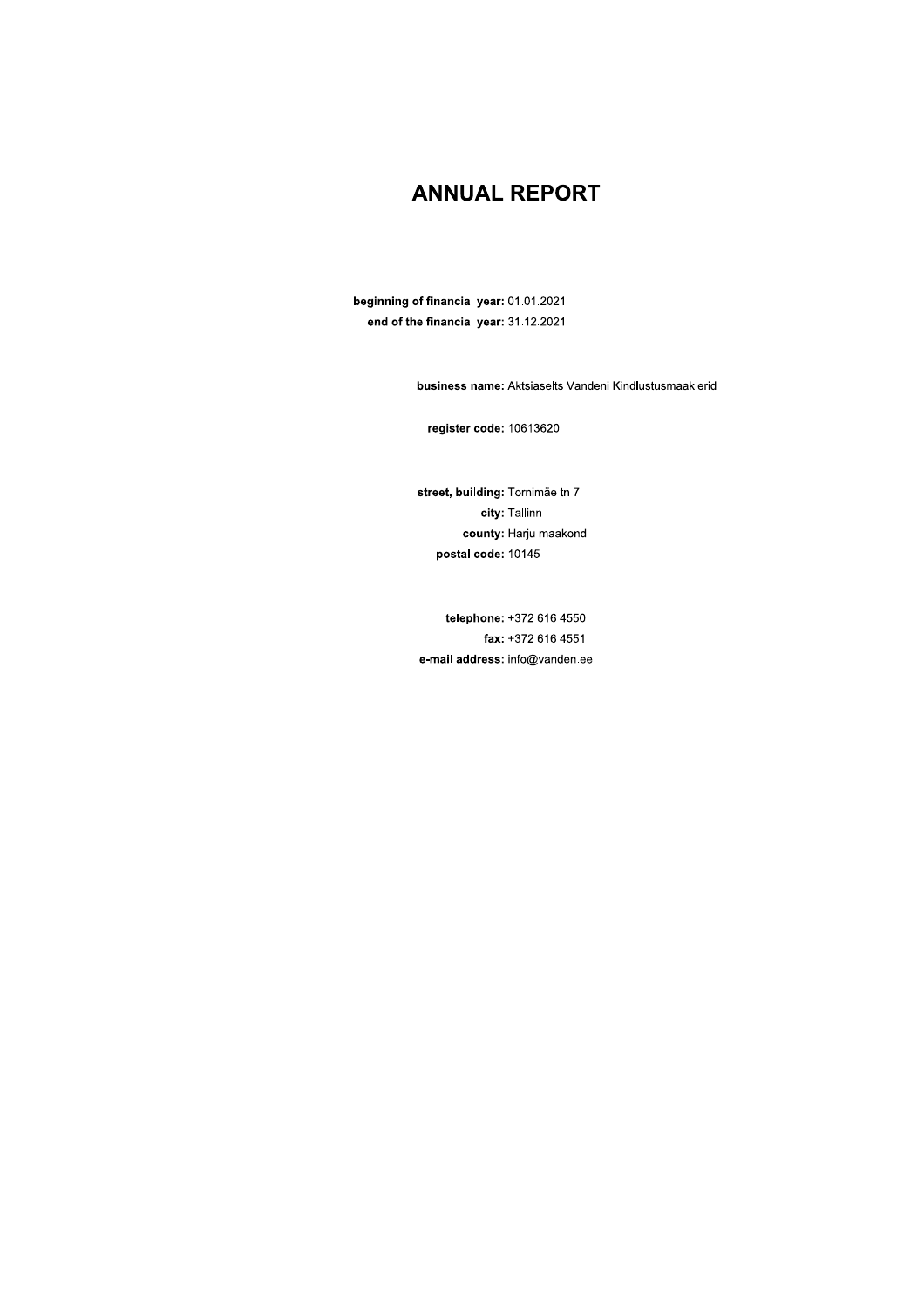# ANNUAL REPORT

**beginning of financial year:** 01.01.2021

**end of the financial year:** 31.12.2021

**business name:** Aktsiaselts Vandeni Kindlustusmaaklerid

**register code:** 10613620

**street, building:** Tornimäe tn 7

**city:** Tallinn

**county:** Harju maakond

**postal code:** 10145

**telephone:** +372 616 4550

**fax:** +372 616 4551

**e-mail address:** info@vanden.ee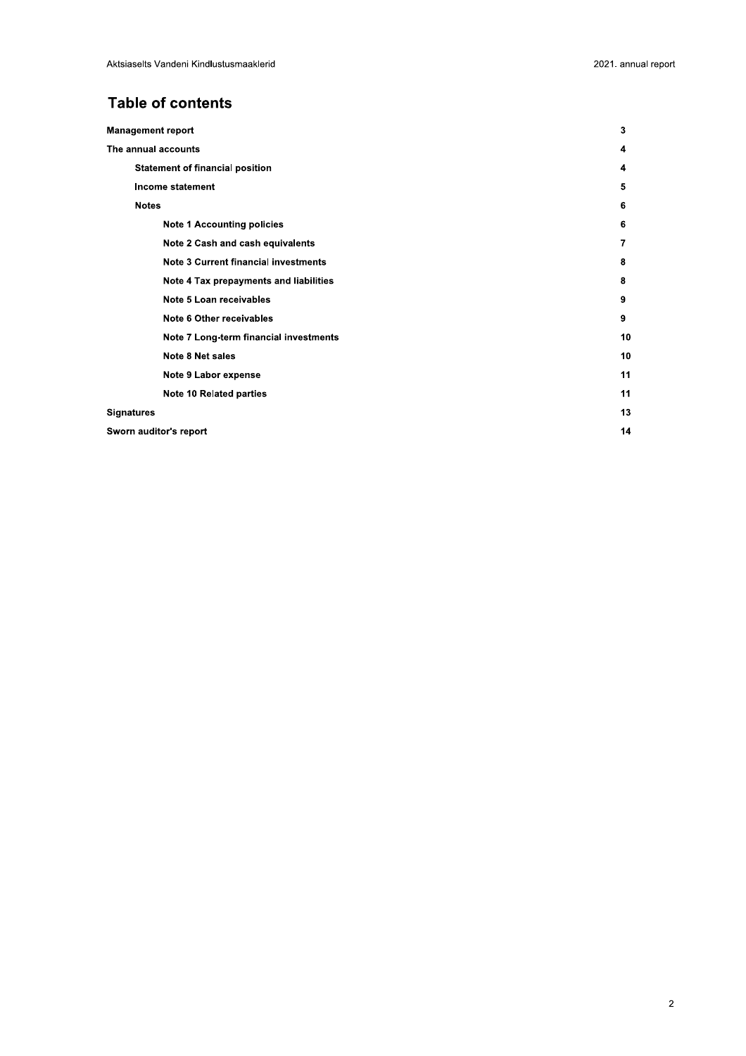# Table of contents

| | |
|---|---|
| **Management report** | **3** |
| **The annual accounts** | **4** |
| **Statement of financial position** | **4** |
| **Income statement** | **5** |
| **Notes** | **6** |
| **Note 1 Accounting policies** | **6** |
| **Note 2 Cash and cash equivalents** | **7** |
| **Note 3 Current financial investments** | **8** |
| **Note 4 Tax prepayments and liabilities** | **8** |
| **Note 5 Loan receivables** | **9** |
| **Note 6 Other receivables** | **9** |
| **Note 7 Long-term financial investments** | **10** |
| **Note 8 Net sales** | **10** |
| **Note 9 Labor expense** | **11** |
| **Note 10 Related parties** | **11** |
| **Signatures** | **13** |
| **Sworn auditor's report** | **14** |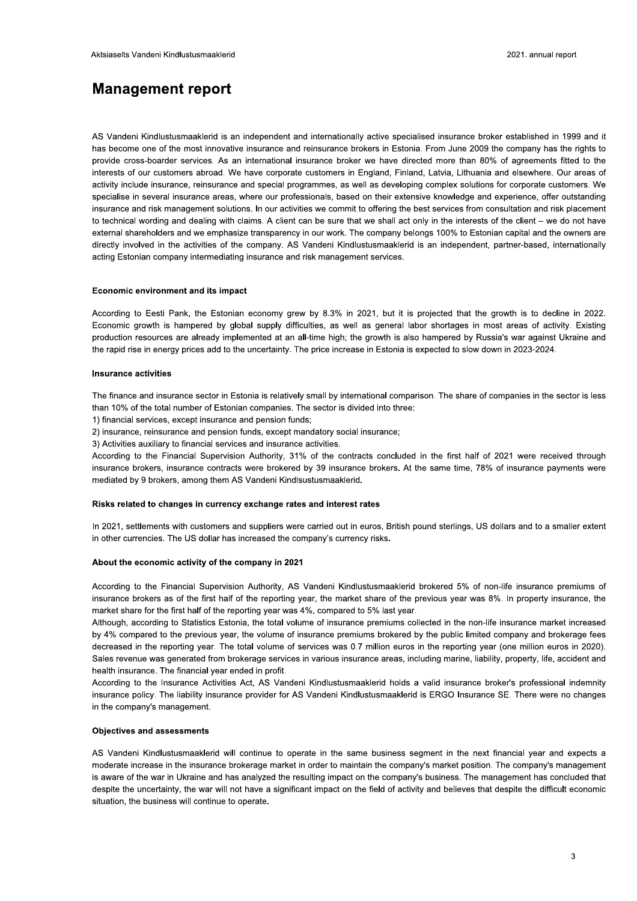# Management report

AS Vandeni Kindlustusmaaklerid is an independent and internationally active specialised insurance broker established in 1999 and it has become one of the most innovative insurance and reinsurance brokers in Estonia. From June 2009 the company has the rights to provide cross-boarder services. As an international insurance broker we have directed more than 80% of agreements fitted to the interests of our customers abroad. We have corporate customers in England, Finland, Latvia, Lithuania and elsewhere. Our areas of activity include insurance, reinsurance and special programmes, as well as developing complex solutions for corporate customers. We specialise in several insurance areas, where our professionals, based on their extensive knowledge and experience, offer outstanding insurance and risk management solutions. In our activities we commit to offering the best services from consultation and risk placement to technical wording and dealing with claims. A client can be sure that we shall act only in the interests of the client – we do not have external shareholders and we emphasize transparency in our work. The company belongs 100% to Estonian capital and the owners are directly involved in the activities of the company. AS Vandeni Kindlustusmaaklerid is an independent, partner-based, internationally acting Estonian company intermediating insurance and risk management services.

**Economic environment and its impact**

According to Eesti Pank, the Estonian economy grew by 8.3% in 2021, but it is projected that the growth is to decline in 2022. Economic growth is hampered by global supply difficulties, as well as general labor shortages in most areas of activity. Existing production resources are already implemented at an all-time high; the growth is also hampered by Russia's war against Ukraine and the rapid rise in energy prices add to the uncertainty. The price increase in Estonia is expected to slow down in 2023-2024.

**Insurance activities**

The finance and insurance sector in Estonia is relatively small by international comparison. The share of companies in the sector is less than 10% of the total number of Estonian companies. The sector is divided into three:

1) financial services, except insurance and pension funds;
2) insurance, reinsurance and pension funds, except mandatory social insurance;
3) Activities auxiliary to financial services and insurance activities.

According to the Financial Supervision Authority, 31% of the contracts concluded in the first half of 2021 were received through insurance brokers, insurance contracts were brokered by 39 insurance brokers. At the same time, 78% of insurance payments were mediated by 9 brokers, among them AS Vandeni Kindlsustusmaaklerid.

**Risks related to changes in currency exchange rates and interest rates**

In 2021, settlements with customers and suppliers were carried out in euros, British pound sterlings, US dollars and to a smaller extent in other currencies. The US dollar has increased the company's currency risks.

**About the economic activity of the company in 2021**

According to the Financial Supervision Authority, AS Vandeni Kindlustusmaaklerid brokered 5% of non-life insurance premiums of insurance brokers as of the first half of the reporting year, the market share of the previous year was 8%. In property insurance, the market share for the first half of the reporting year was 4%, compared to 5% last year.

Although, according to Statistics Estonia, the total volume of insurance premiums collected in the non-life insurance market increased by 4% compared to the previous year, the volume of insurance premiums brokered by the public limited company and brokerage fees decreased in the reporting year. The total volume of services was 0.7 million euros in the reporting year (one million euros in 2020). Sales revenue was generated from brokerage services in various insurance areas, including marine, liability, property, life, accident and health insurance. The financial year ended in profit.

According to the Insurance Activities Act, AS Vandeni Kindlustusmaaklerid holds a valid insurance broker's professional indemnity insurance policy. The liability insurance provider for AS Vandeni Kindlustusmaaklerid is ERGO Insurance SE. There were no changes in the company's management.

**Objectives and assessments**

AS Vandeni Kindlustusmaaklerid will continue to operate in the same business segment in the next financial year and expects a moderate increase in the insurance brokerage market in order to maintain the company's market position. The company's management is aware of the war in Ukraine and has analyzed the resulting impact on the company's business. The management has concluded that despite the uncertainty, the war will not have a significant impact on the field of activity and believes that despite the difficult economic situation, the business will continue to operate.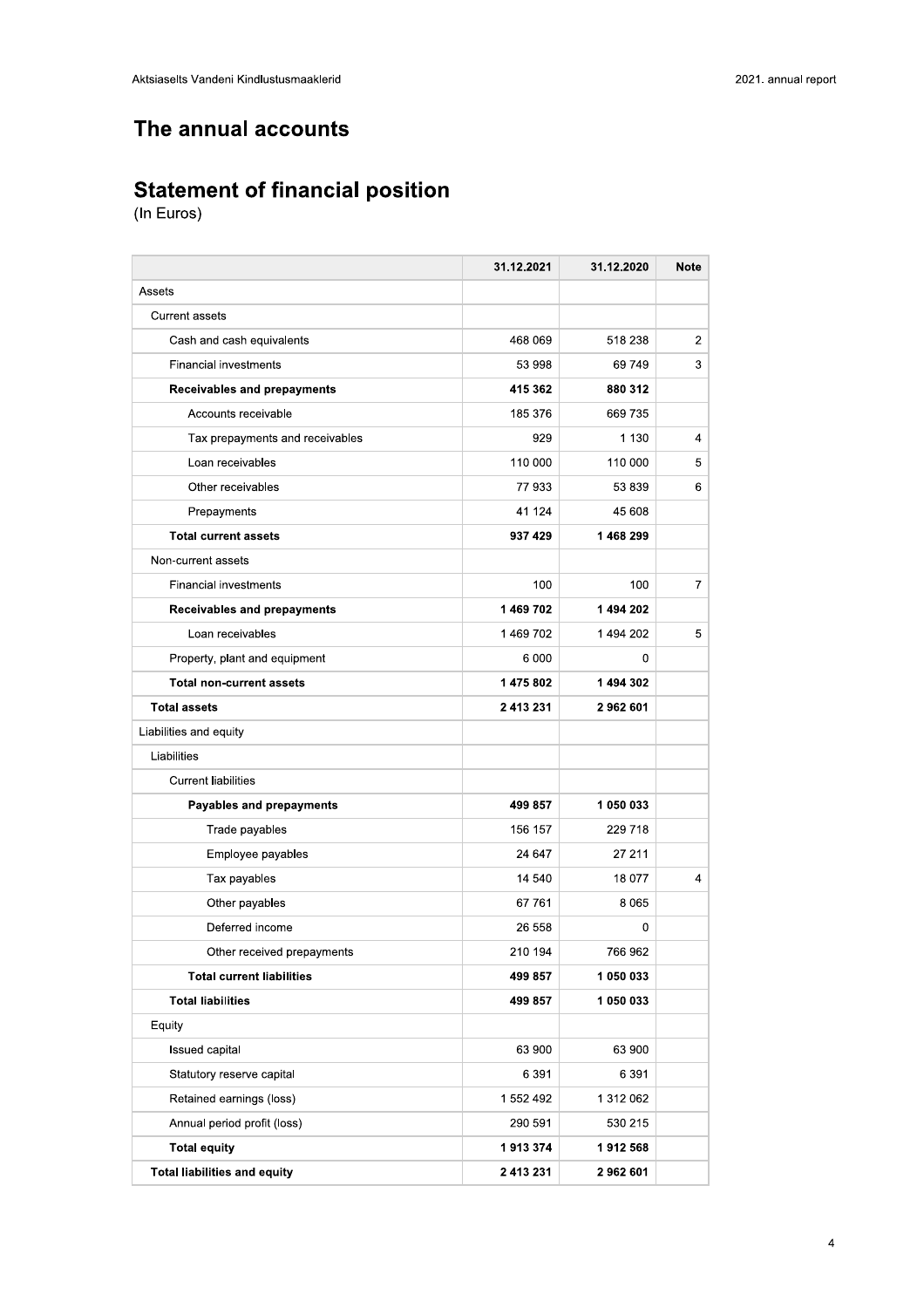# The annual accounts

## Statement of financial position

(In Euros)

| | 31.12.2021 | 31.12.2020 | Note |
|---|---|---|---|
| Assets | | | |
| Current assets | | | |
| Cash and cash equivalents | 468 069 | 518 238 | 2 |
| Financial investments | 53 998 | 69 749 | 3 |
| **Receivables and prepayments** | **415 362** | **880 312** | |
| Accounts receivable | 185 376 | 669 735 | |
| Tax prepayments and receivables | 929 | 1 130 | 4 |
| Loan receivables | 110 000 | 110 000 | 5 |
| Other receivables | 77 933 | 53 839 | 6 |
| Prepayments | 41 124 | 45 608 | |
| **Total current assets** | **937 429** | **1 468 299** | |
| Non-current assets | | | |
| Financial investments | 100 | 100 | 7 |
| **Receivables and prepayments** | **1 469 702** | **1 494 202** | |
| Loan receivables | 1 469 702 | 1 494 202 | 5 |
| Property, plant and equipment | 6 000 | 0 | |
| **Total non-current assets** | **1 475 802** | **1 494 302** | |
| **Total assets** | **2 413 231** | **2 962 601** | |
| Liabilities and equity | | | |
| Liabilities | | | |
| Current liabilities | | | |
| **Payables and prepayments** | **499 857** | **1 050 033** | |
| Trade payables | 156 157 | 229 718 | |
| Employee payables | 24 647 | 27 211 | |
| Tax payables | 14 540 | 18 077 | 4 |
| Other payables | 67 761 | 8 065 | |
| Deferred income | 26 558 | 0 | |
| Other received prepayments | 210 194 | 766 962 | |
| **Total current liabilities** | **499 857** | **1 050 033** | |
| **Total liabilities** | **499 857** | **1 050 033** | |
| Equity | | | |
| Issued capital | 63 900 | 63 900 | |
| Statutory reserve capital | 6 391 | 6 391 | |
| Retained earnings (loss) | 1 552 492 | 1 312 062 | |
| Annual period profit (loss) | 290 591 | 530 215 | |
| **Total equity** | **1 913 374** | **1 912 568** | |
| **Total liabilities and equity** | **2 413 231** | **2 962 601** | |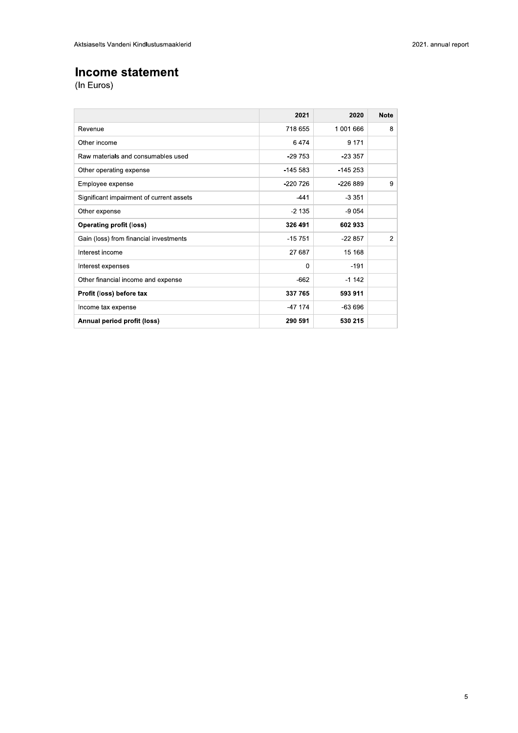# Income statement

(In Euros)

| | 2021 | 2020 | Note |
|---|---|---|---|
| Revenue | 718 655 | 1 001 666 | 8 |
| Other income | 6 474 | 9 171 | |
| Raw materials and consumables used | -29 753 | -23 357 | |
| Other operating expense | -145 583 | -145 253 | |
| Employee expense | -220 726 | -226 889 | 9 |
| Significant impairment of current assets | -441 | -3 351 | |
| Other expense | -2 135 | -9 054 | |
| **Operating profit (loss)** | **326 491** | **602 933** | |
| Gain (loss) from financial investments | -15 751 | -22 857 | 2 |
| Interest income | 27 687 | 15 168 | |
| Interest expenses | 0 | -191 | |
| Other financial income and expense | -662 | -1 142 | |
| **Profit (loss) before tax** | **337 765** | **593 911** | |
| Income tax expense | -47 174 | -63 696 | |
| **Annual period profit (loss)** | **290 591** | **530 215** | |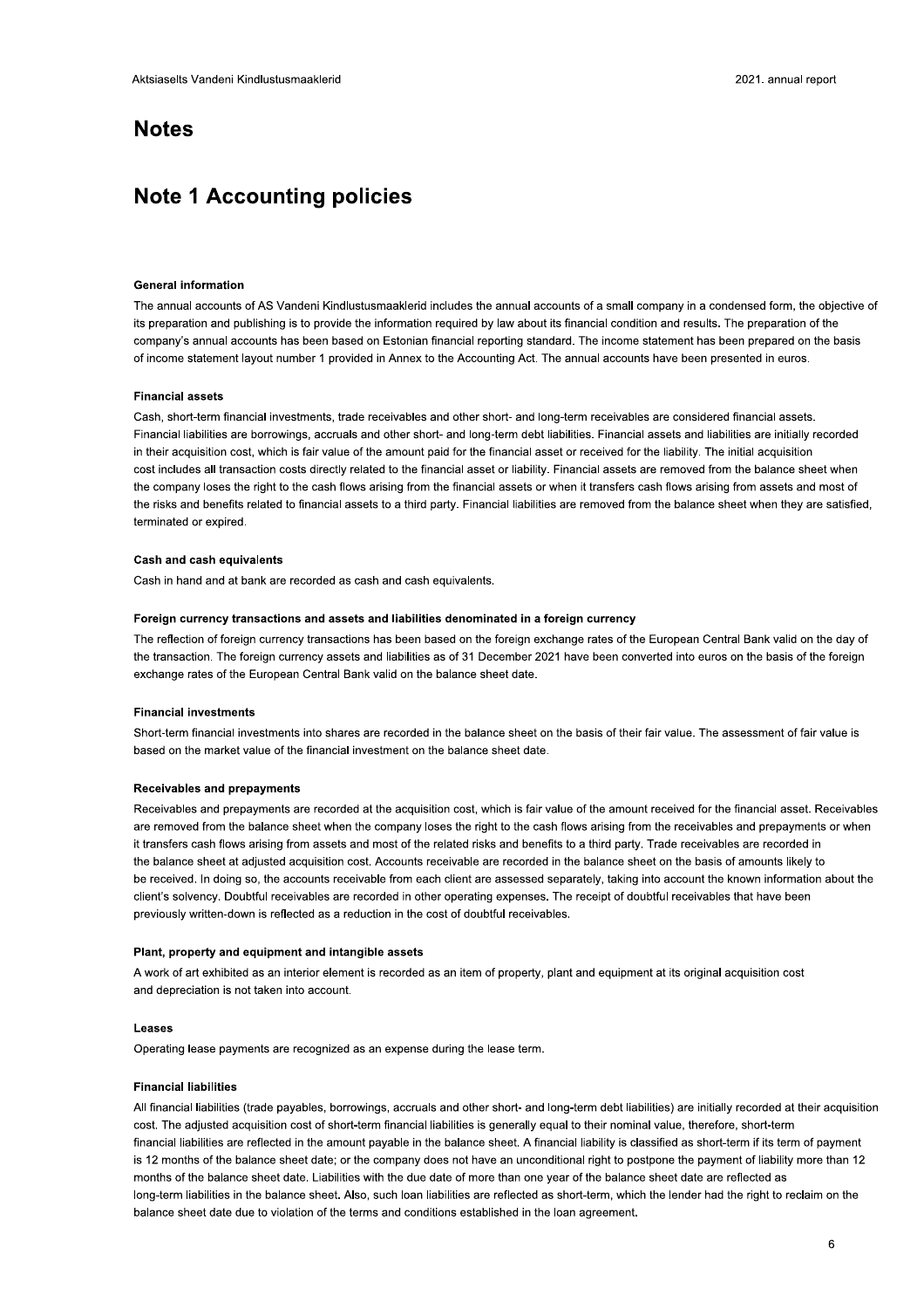# Notes

## Note 1 Accounting policies

#### General information

The annual accounts of AS Vandeni Kindlustusmaaklerid includes the annual accounts of a small company in a condensed form, the objective of its preparation and publishing is to provide the information required by law about its financial condition and results. The preparation of the company's annual accounts has been based on Estonian financial reporting standard. The income statement has been prepared on the basis of income statement layout number 1 provided in Annex to the Accounting Act. The annual accounts have been presented in euros.

#### Financial assets

Cash, short-term financial investments, trade receivables and other short- and long-term receivables are considered financial assets. Financial liabilities are borrowings, accruals and other short- and long-term debt liabilities. Financial assets and liabilities are initially recorded in their acquisition cost, which is fair value of the amount paid for the financial asset or received for the liability. The initial acquisition cost includes all transaction costs directly related to the financial asset or liability. Financial assets are removed from the balance sheet when the company loses the right to the cash flows arising from the financial assets or when it transfers cash flows arising from assets and most of the risks and benefits related to financial assets to a third party. Financial liabilities are removed from the balance sheet when they are satisfied, terminated or expired.

#### Cash and cash equivalents

Cash in hand and at bank are recorded as cash and cash equivalents.

#### Foreign currency transactions and assets and liabilities denominated in a foreign currency

The reflection of foreign currency transactions has been based on the foreign exchange rates of the European Central Bank valid on the day of the transaction. The foreign currency assets and liabilities as of 31 December 2021 have been converted into euros on the basis of the foreign exchange rates of the European Central Bank valid on the balance sheet date.

#### Financial investments

Short-term financial investments into shares are recorded in the balance sheet on the basis of their fair value. The assessment of fair value is based on the market value of the financial investment on the balance sheet date.

#### Receivables and prepayments

Receivables and prepayments are recorded at the acquisition cost, which is fair value of the amount received for the financial asset. Receivables are removed from the balance sheet when the company loses the right to the cash flows arising from the receivables and prepayments or when it transfers cash flows arising from assets and most of the related risks and benefits to a third party. Trade receivables are recorded in the balance sheet at adjusted acquisition cost. Accounts receivable are recorded in the balance sheet on the basis of amounts likely to be received. In doing so, the accounts receivable from each client are assessed separately, taking into account the known information about the client's solvency. Doubtful receivables are recorded in other operating expenses. The receipt of doubtful receivables that have been previously written-down is reflected as a reduction in the cost of doubtful receivables.

#### Plant, property and equipment and intangible assets

A work of art exhibited as an interior element is recorded as an item of property, plant and equipment at its original acquisition cost and depreciation is not taken into account.

#### Leases

Operating lease payments are recognized as an expense during the lease term.

#### Financial liabilities

All financial liabilities (trade payables, borrowings, accruals and other short- and long-term debt liabilities) are initially recorded at their acquisition cost. The adjusted acquisition cost of short-term financial liabilities is generally equal to their nominal value, therefore, short-term financial liabilities are reflected in the amount payable in the balance sheet. A financial liability is classified as short-term if its term of payment is 12 months of the balance sheet date; or the company does not have an unconditional right to postpone the payment of liability more than 12 months of the balance sheet date. Liabilities with the due date of more than one year of the balance sheet date are reflected as long-term liabilities in the balance sheet. Also, such loan liabilities are reflected as short-term, which the lender had the right to reclaim on the balance sheet date due to violation of the terms and conditions established in the loan agreement.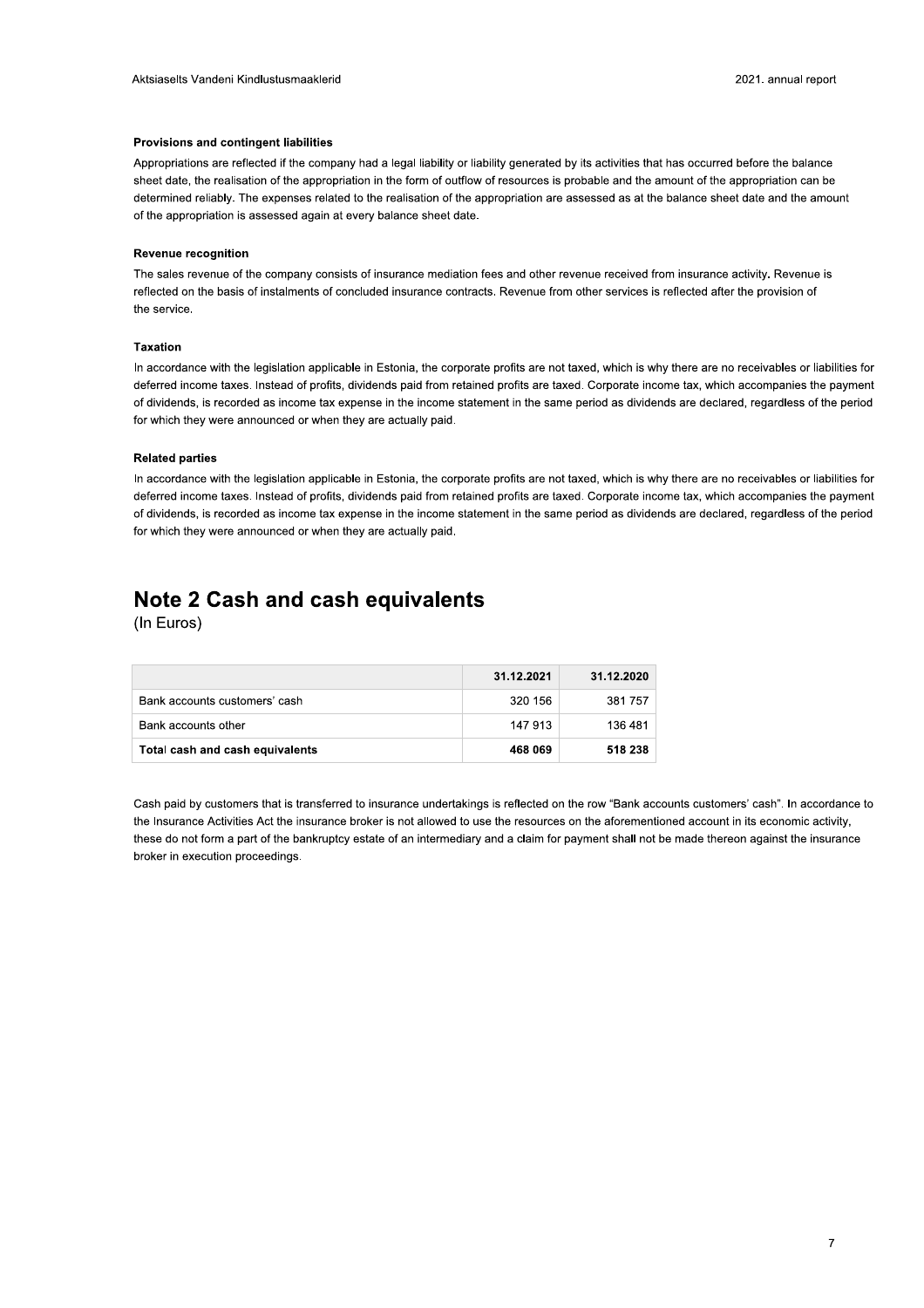### Provisions and contingent liabilities

Appropriations are reflected if the company had a legal liability or liability generated by its activities that has occurred before the balance sheet date, the realisation of the appropriation in the form of outflow of resources is probable and the amount of the appropriation can be determined reliably. The expenses related to the realisation of the appropriation are assessed as at the balance sheet date and the amount of the appropriation is assessed again at every balance sheet date.

### Revenue recognition

The sales revenue of the company consists of insurance mediation fees and other revenue received from insurance activity. Revenue is reflected on the basis of instalments of concluded insurance contracts. Revenue from other services is reflected after the provision of the service.

### Taxation

In accordance with the legislation applicable in Estonia, the corporate profits are not taxed, which is why there are no receivables or liabilities for deferred income taxes. Instead of profits, dividends paid from retained profits are taxed. Corporate income tax, which accompanies the payment of dividends, is recorded as income tax expense in the income statement in the same period as dividends are declared, regardless of the period for which they were announced or when they are actually paid.

### Related parties

In accordance with the legislation applicable in Estonia, the corporate profits are not taxed, which is why there are no receivables or liabilities for deferred income taxes. Instead of profits, dividends paid from retained profits are taxed. Corporate income tax, which accompanies the payment of dividends, is recorded as income tax expense in the income statement in the same period as dividends are declared, regardless of the period for which they were announced or when they are actually paid.

## Note 2 Cash and cash equivalents

(In Euros)

| | 31.12.2021 | 31.12.2020 |
|---|---|---|
| Bank accounts customers' cash | 320 156 | 381 757 |
| Bank accounts other | 147 913 | 136 481 |
| **Total cash and cash equivalents** | **468 069** | **518 238** |

Cash paid by customers that is transferred to insurance undertakings is reflected on the row "Bank accounts customers' cash". In accordance to the Insurance Activities Act the insurance broker is not allowed to use the resources on the aforementioned account in its economic activity, these do not form a part of the bankruptcy estate of an intermediary and a claim for payment shall not be made thereon against the insurance broker in execution proceedings.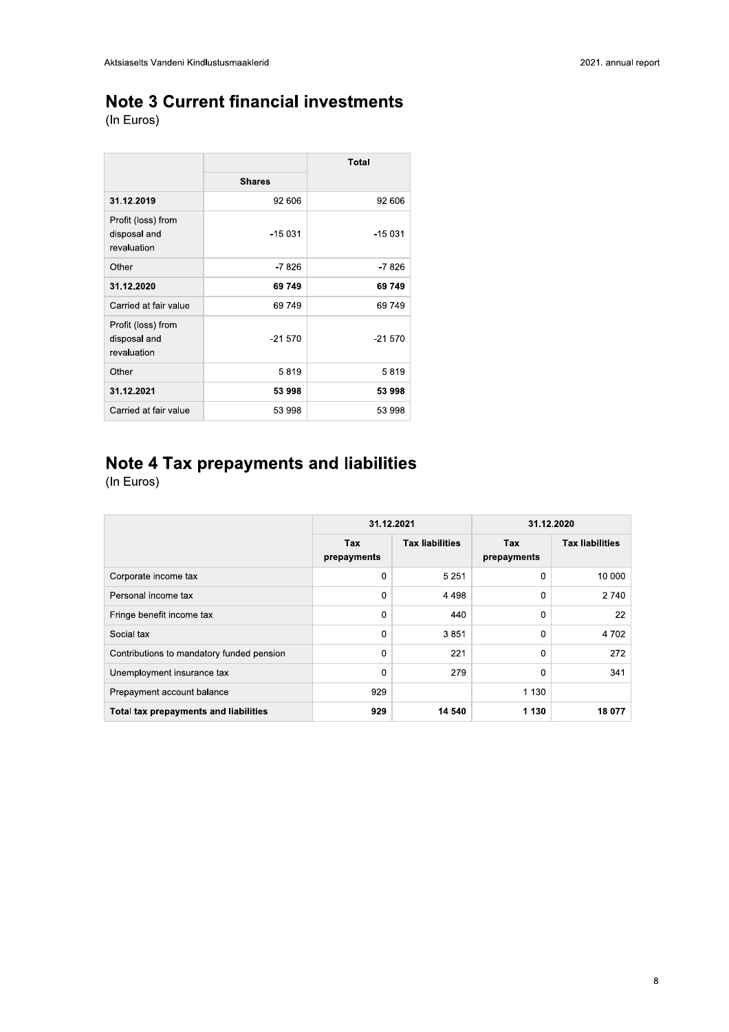## Note 3 Current financial investments

(In Euros)

| | | Total |
|---|---|---|
| | Shares | |
| **31.12.2019** | 92 606 | 92 606 |
| Profit (loss) from disposal and revaluation | -15 031 | -15 031 |
| Other | -7 826 | -7 826 |
| **31.12.2020** | **69 749** | **69 749** |
| Carried at fair value | 69 749 | 69 749 |
| Profit (loss) from disposal and revaluation | -21 570 | -21 570 |
| Other | 5 819 | 5 819 |
| **31.12.2021** | **53 998** | **53 998** |
| Carried at fair value | 53 998 | 53 998 |

## Note 4 Tax prepayments and liabilities

(In Euros)

| | 31.12.2021 | | 31.12.2020 | |
|---|---|---|---|---|
| | Tax prepayments | Tax liabilities | Tax prepayments | Tax liabilities |
| Corporate income tax | 0 | 5 251 | 0 | 10 000 |
| Personal income tax | 0 | 4 498 | 0 | 2 740 |
| Fringe benefit income tax | 0 | 440 | 0 | 22 |
| Social tax | 0 | 3 851 | 0 | 4 702 |
| Contributions to mandatory funded pension | 0 | 221 | 0 | 272 |
| Unemployment insurance tax | 0 | 279 | 0 | 341 |
| Prepayment account balance | 929 | | 1 130 | |
| **Total tax prepayments and liabilities** | **929** | **14 540** | **1 130** | **18 077** |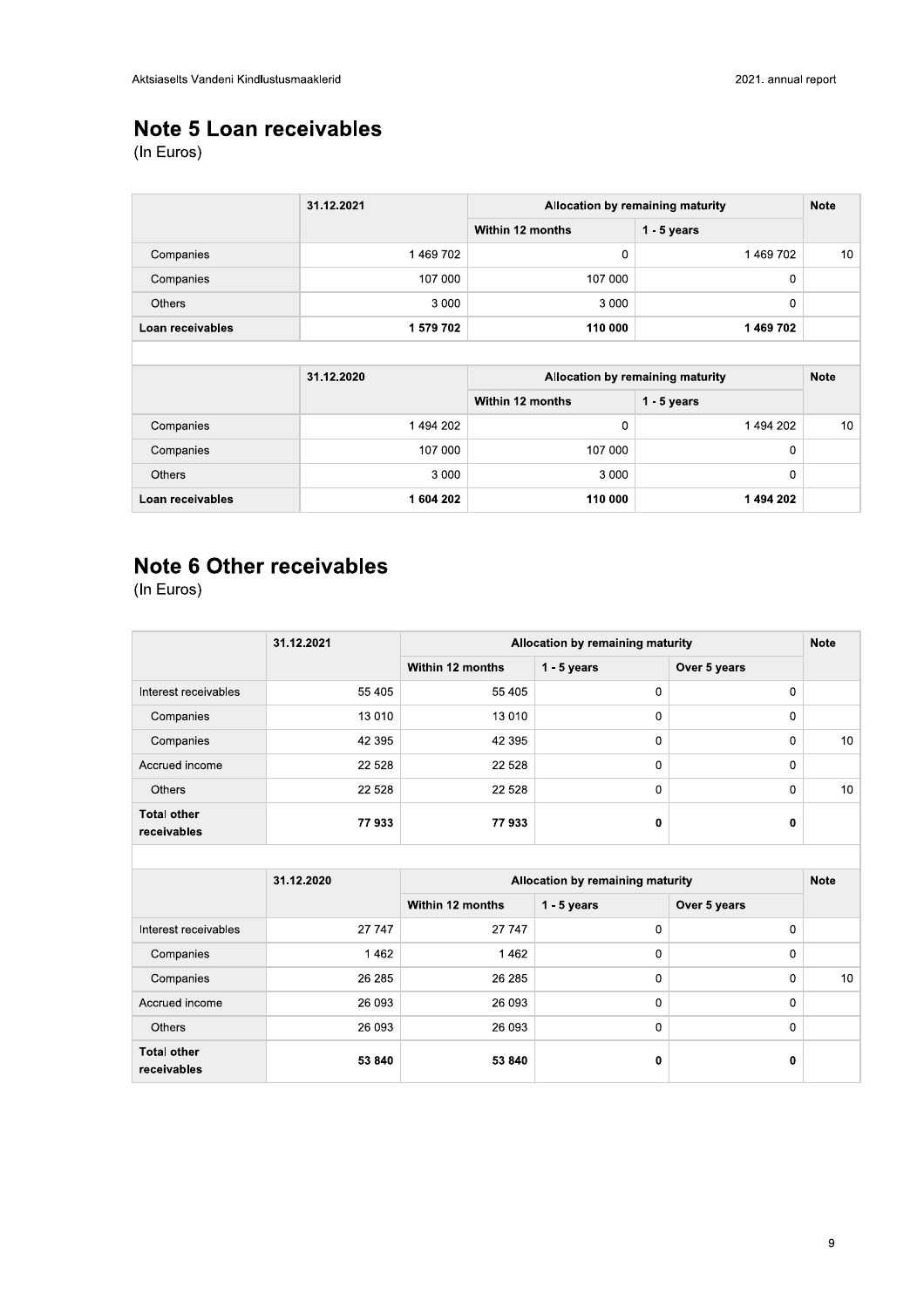## Note 5 Loan receivables

(In Euros)

| | 31.12.2021 | Allocation by remaining maturity | | Note |
|---|---|---|---|---|
| | | Within 12 months | 1 - 5 years | |
| Companies | 1 469 702 | 0 | 1 469 702 | 10 |
| Companies | 107 000 | 107 000 | 0 | |
| Others | 3 000 | 3 000 | 0 | |
| **Loan receivables** | **1 579 702** | **110 000** | **1 469 702** | |

| | 31.12.2020 | Allocation by remaining maturity | | Note |
|---|---|---|---|---|
| | | Within 12 months | 1 - 5 years | |
| Companies | 1 494 202 | 0 | 1 494 202 | 10 |
| Companies | 107 000 | 107 000 | 0 | |
| Others | 3 000 | 3 000 | 0 | |
| **Loan receivables** | **1 604 202** | **110 000** | **1 494 202** | |

## Note 6 Other receivables

(In Euros)

| | 31.12.2021 | Allocation by remaining maturity | | | Note |
|---|---|---|---|---|---|
| | | Within 12 months | 1 - 5 years | Over 5 years | |
| Interest receivables | 55 405 | 55 405 | 0 | 0 | |
| Companies | 13 010 | 13 010 | 0 | 0 | |
| Companies | 42 395 | 42 395 | 0 | 0 | 10 |
| Accrued income | 22 528 | 22 528 | 0 | 0 | |
| Others | 22 528 | 22 528 | 0 | 0 | 10 |
| **Total other receivables** | **77 933** | **77 933** | **0** | **0** | |

| | 31.12.2020 | Allocation by remaining maturity | | | Note |
|---|---|---|---|---|---|
| | | Within 12 months | 1 - 5 years | Over 5 years | |
| Interest receivables | 27 747 | 27 747 | 0 | 0 | |
| Companies | 1 462 | 1 462 | 0 | 0 | |
| Companies | 26 285 | 26 285 | 0 | 0 | 10 |
| Accrued income | 26 093 | 26 093 | 0 | 0 | |
| Others | 26 093 | 26 093 | 0 | 0 | |
| **Total other receivables** | **53 840** | **53 840** | **0** | **0** | |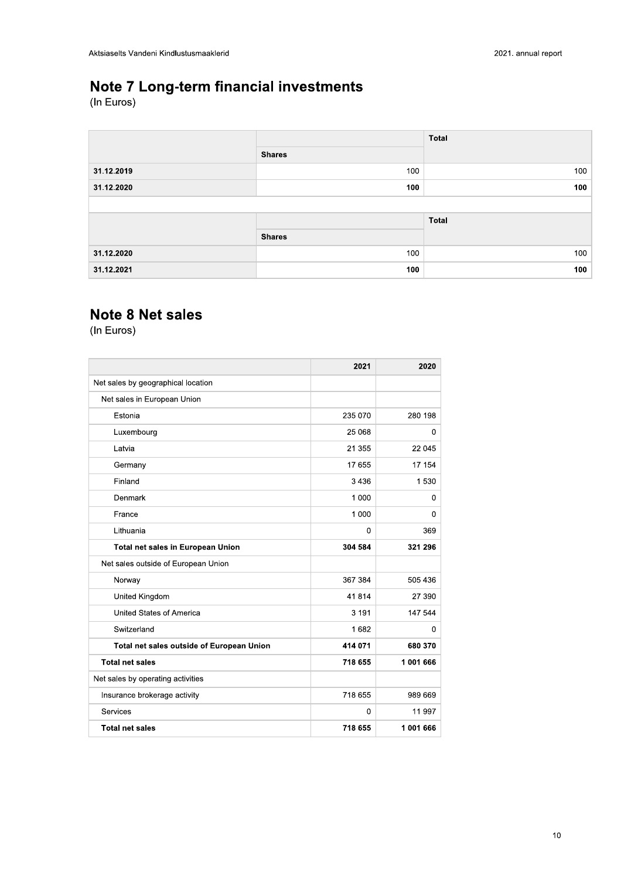# Note 7 Long-term financial investments

(In Euros)

| | | Total |
|---|---|---|
| | Shares | |
| 31.12.2019 | 100 | 100 |
| **31.12.2020** | **100** | **100** |

| | | Total |
|---|---|---|
| | Shares | |
| 31.12.2020 | 100 | 100 |
| **31.12.2021** | **100** | **100** |

# Note 8 Net sales

(In Euros)

| | 2021 | 2020 |
|---|---|---|
| Net sales by geographical location | | |
| Net sales in European Union | | |
| Estonia | 235 070 | 280 198 |
| Luxembourg | 25 068 | 0 |
| Latvia | 21 355 | 22 045 |
| Germany | 17 655 | 17 154 |
| Finland | 3 436 | 1 530 |
| Denmark | 1 000 | 0 |
| France | 1 000 | 0 |
| Lithuania | 0 | 369 |
| **Total net sales in European Union** | **304 584** | **321 296** |
| Net sales outside of European Union | | |
| Norway | 367 384 | 505 436 |
| United Kingdom | 41 814 | 27 390 |
| United States of America | 3 191 | 147 544 |
| Switzerland | 1 682 | 0 |
| **Total net sales outside of European Union** | **414 071** | **680 370** |
| **Total net sales** | **718 655** | **1 001 666** |
| Net sales by operating activities | | |
| Insurance brokerage activity | 718 655 | 989 669 |
| Services | 0 | 11 997 |
| **Total net sales** | **718 655** | **1 001 666** |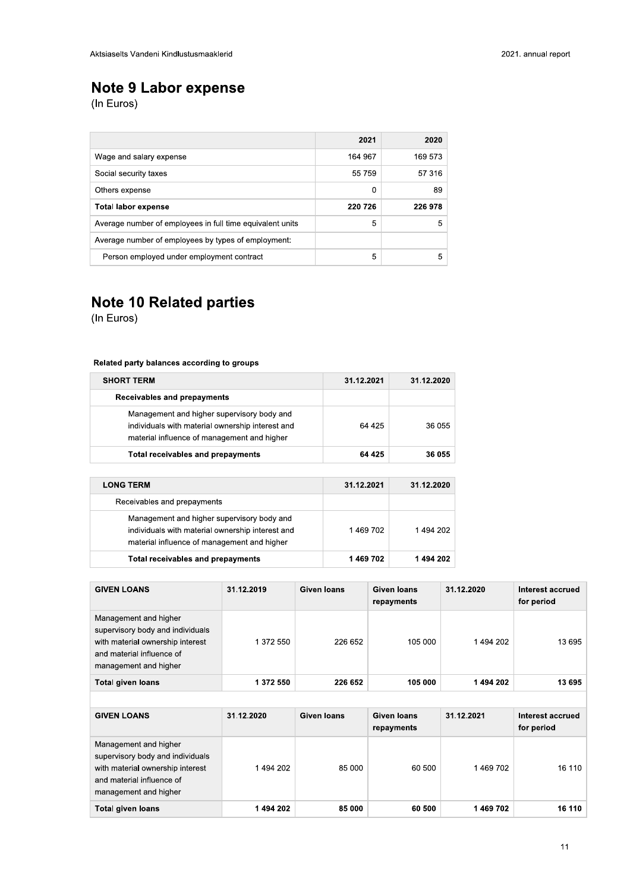## Note 9 Labor expense

(In Euros)

| | 2021 | 2020 |
|---|---|---|
| Wage and salary expense | 164 967 | 169 573 |
| Social security taxes | 55 759 | 57 316 |
| Others expense | 0 | 89 |
| **Total labor expense** | **220 726** | **226 978** |
| Average number of employees in full time equivalent units | 5 | 5 |
| Average number of employees by types of employment: | | |
| Person employed under employment contract | 5 | 5 |

## Note 10 Related parties

(In Euros)

**Related party balances according to groups**

| **SHORT TERM** | **31.12.2021** | **31.12.2020** |
|---|---|---|
| **Receivables and prepayments** | | |
| Management and higher supervisory body and individuals with material ownership interest and material influence of management and higher | 64 425 | 36 055 |
| **Total receivables and prepayments** | **64 425** | **36 055** |

| **LONG TERM** | **31.12.2021** | **31.12.2020** |
|---|---|---|
| Receivables and prepayments | | |
| Management and higher supervisory body and individuals with material ownership interest and material influence of management and higher | 1 469 702 | 1 494 202 |
| **Total receivables and prepayments** | **1 469 702** | **1 494 202** |

| **GIVEN LOANS** | **31.12.2019** | **Given loans** | **Given loans repayments** | **31.12.2020** | **Interest accrued for period** |
|---|---|---|---|---|---|
| Management and higher supervisory body and individuals with material ownership interest and material influence of management and higher | 1 372 550 | 226 652 | 105 000 | 1 494 202 | 13 695 |
| **Total given loans** | **1 372 550** | **226 652** | **105 000** | **1 494 202** | **13 695** |

| **GIVEN LOANS** | **31.12.2020** | **Given loans** | **Given loans repayments** | **31.12.2021** | **Interest accrued for period** |
|---|---|---|---|---|---|
| Management and higher supervisory body and individuals with material ownership interest and material influence of management and higher | 1 494 202 | 85 000 | 60 500 | 1 469 702 | 16 110 |
| **Total given loans** | **1 494 202** | **85 000** | **60 500** | **1 469 702** | **16 110** |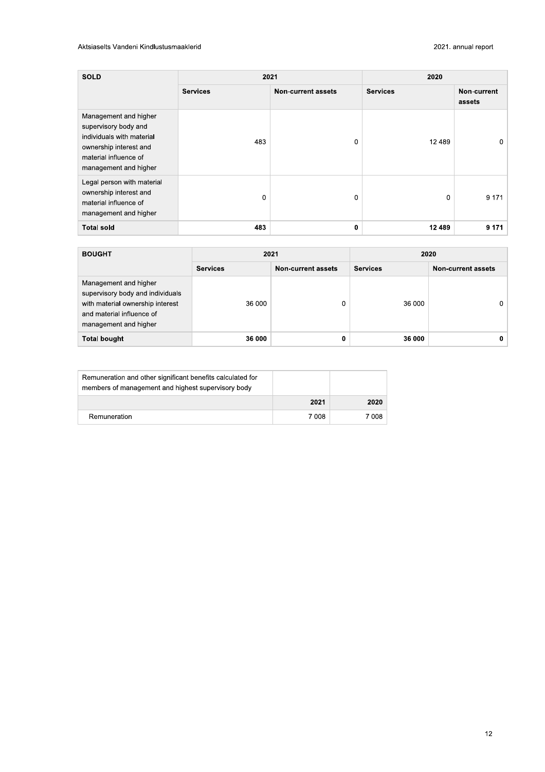| SOLD | 2021 | | 2020 | |
|---|---|---|---|---|
| | Services | Non-current assets | Services | Non-current assets |
| Management and higher supervisory body and individuals with material ownership interest and material influence of management and higher | 483 | 0 | 12 489 | 0 |
| Legal person with material ownership interest and material influence of management and higher | 0 | 0 | 0 | 9 171 |
| **Total sold** | **483** | **0** | **12 489** | **9 171** |

| BOUGHT | 2021 | | 2020 | |
|---|---|---|---|---|
| | Services | Non-current assets | Services | Non-current assets |
| Management and higher supervisory body and individuals with material ownership interest and material influence of management and higher | 36 000 | 0 | 36 000 | 0 |
| **Total bought** | **36 000** | **0** | **36 000** | **0** |

| Remuneration and other significant benefits calculated for members of management and highest supervisory body | | |
|---|---|---|
| | 2021 | 2020 |
| Remuneration | 7 008 | 7 008 |